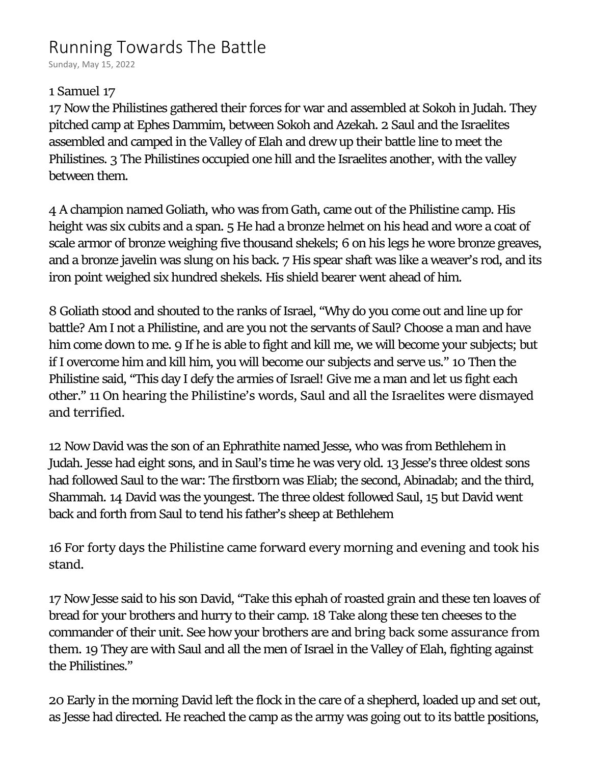# Running Towards The Battle

Sunday, May 15, 2022

1 Samuel 17

17 Now the Philistines gathered their forces for war and assembled at Sokoh in Judah. They pitched camp at Ephes Dammim, between Sokoh and Azekah. 2 Saul and the Israelites assembled and camped in the Valley of Elah and drew up their battle line to meet the Philistines. 3 The Philistines occupied one hill and the Israelites another, with the valley between them.

4 A champion named Goliath, who was from Gath, came out of the Philistine camp. His height was six cubits and a span. 5 He had a bronze helmet on his head and wore a coat of scale armor of bronze weighing five thousand shekels; 6 on his legs he wore bronze greaves, and a bronze javelin was slung on his back. 7 His spear shaft was like a weaver's rod, and its iron point weighed six hundred shekels. His shield bearer went ahead of him.

8 Goliath stood and shouted to the ranks of Israel, "Why do you come out and line up for battle? Am I not a Philistine, and are you not the servants of Saul? Choose a man and have him come down to me. 9 If he is able to fight and kill me, we will become your subjects; but if I overcome him and kill him, you will become our subjects and serve us." 10 Then the Philistine said, "This day I defy the armies of Israel! Give me a man and let us fight each other." 11 On hearing the Philistine's words, Saul and all the Israelites were dismayed and terrified.

12 Now David was the son of an Ephrathite named Jesse, who was from Bethlehem in Judah. Jesse had eight sons, and in Saul's time he was very old. 13 Jesse's three oldest sons had followed Saul to the war: The firstborn was Eliab; the second, Abinadab; and the third, Shammah. 14 David was the youngest. The three oldest followed Saul, 15 but David went back and forth from Saul to tend his father's sheep at Bethlehem

16 For forty days the Philistine came forward every morning and evening and took his stand.

17 Now Jesse said to his son David, "Take this ephah of roasted grain and these ten loaves of bread for your brothers and hurry to their camp. 18 Take along these ten cheeses to the commander of their unit. See how your brothers are and bring back some assurance from them. 19 They are with Saul and all the men of Israel in the Valley of Elah, fighting against the Philistines."

20 Early in the morning David left the flock in the care of a shepherd, loaded up and set out, as Jesse had directed. He reached the camp as the army was going out to its battle positions,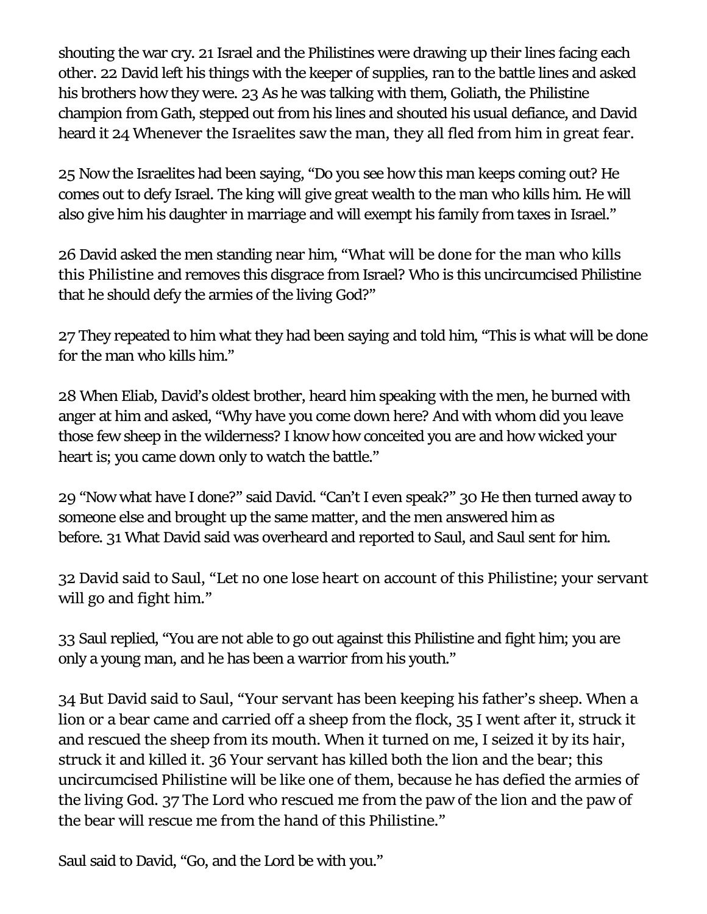shouting the war cry. 21 Israel and the Philistines were drawing up their lines facing each other. 22 David left his things with the keeper of supplies, ran to the battle lines and asked his brothers how they were. 23 As he was talking with them, Goliath, the Philistine champion from Gath, stepped out from his lines and shouted his usual defiance, and David heard it 24 Whenever the Israelites saw the man, they all fled from him in great fear.

25 Now the Israelites had been saying, "Do you see how this man keeps coming out? He comes out to defy Israel. The king will give great wealth to the man who kills him. He will also give him his daughter in marriage and will exempt his family from taxes in Israel."

26 David asked the men standing near him, "What will be done for the man who kills this Philistine and removes this disgrace from Israel? Who is this uncircumcised Philistine that he should defy the armies of the living God?"

27 They repeated to him what they had been saying and told him, "This is what will be done for the man who kills him."

28 When Eliab, David's oldest brother, heard him speaking with the men, he burned with anger at him and asked, "Why have you come down here? And with whom did you leave those few sheep in the wilderness? I know how conceited you are and how wicked your heart is; you came down only to watch the battle."

29 "Now what have I done?" said David. "Can't I even speak?" 30 He then turned away to someone else and brought up the same matter, and the men answered him as before. 31 What David said was overheard and reported to Saul, and Saul sent for him.

32 David said to Saul, "Let no one lose heart on account of this Philistine; your servant will go and fight him."

33 Saul replied, "You are not able to go out against this Philistine and fight him; you are only a young man, and he has been a warrior from his youth."

34 But David said to Saul, "Your servant has been keeping his father's sheep. When a lion or a bear came and carried off a sheep from the flock, 35 I went after it, struck it and rescued the sheep from its mouth. When it turned on me, I seized it by its hair, struck it and killed it. 36 Your servant has killed both the lion and the bear; this uncircumcised Philistine will be like one of them, because he has defied the armies of the living God. 37 The Lord who rescued me from the paw of the lion and the paw of the bear will rescue me from the hand of this Philistine."

Saul said to David, "Go, and the Lord be with you."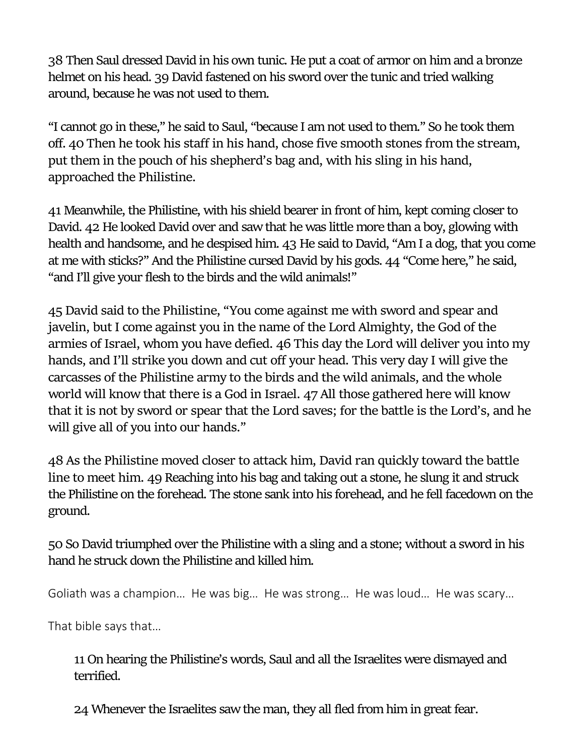38 Then Saul dressed David in his own tunic. He put a coat of armor on him and a bronze helmet on his head. 39 David fastened on his sword over the tunic and tried walking around, because he was not used to them.

"I cannot go in these," he said to Saul, "because I am not used to them." So he took them off. 40 Then he took his staff in his hand, chose five smooth stones from the stream, put them in the pouch of his shepherd's bag and, with his sling in his hand, approached the Philistine.

41 Meanwhile, the Philistine, with his shield bearer in front of him, kept coming closer to David. 42 He looked David over and saw that he was little more than a boy, glowing with health and handsome, and he despised him. 43 He said to David, "Am I a dog, that you come at me with sticks?" And the Philistine cursed David by his gods. 44 "Come here," he said, "and I'll give your flesh to the birds and the wild animals!"

45 David said to the Philistine, "You come against me with sword and spear and javelin, but I come against you in the name of the Lord Almighty, the God of the armies of Israel, whom you have defied. 46 This day the Lord will deliver you into my hands, and I'll strike you down and cut off your head. This very day I will give the carcasses of the Philistine army to the birds and the wild animals, and the whole world will know that there is a God in Israel. 47 All those gathered here will know that it is not by sword or spear that the Lord saves; for the battle is the Lord's, and he will give all of you into our hands."

48 As the Philistine moved closer to attack him, David ran quickly toward the battle line to meet him. 49 Reaching into his bag and taking out a stone, he slung it and struck the Philistine on the forehead. The stone sank into his forehead, and he fell facedown on the ground.

50 So David triumphed over the Philistine with a sling and a stone; without a sword in his hand he struck down the Philistine and killed him.

Goliath was a champion… He was big… He was strong… He was loud… He was scary…

That bible says that…

> 11 On hearing the Philistine's words, Saul and all the Israelites were dismayed and terrified.
>
> 24 Whenever the Israelites saw the man, they all fled from him in great fear.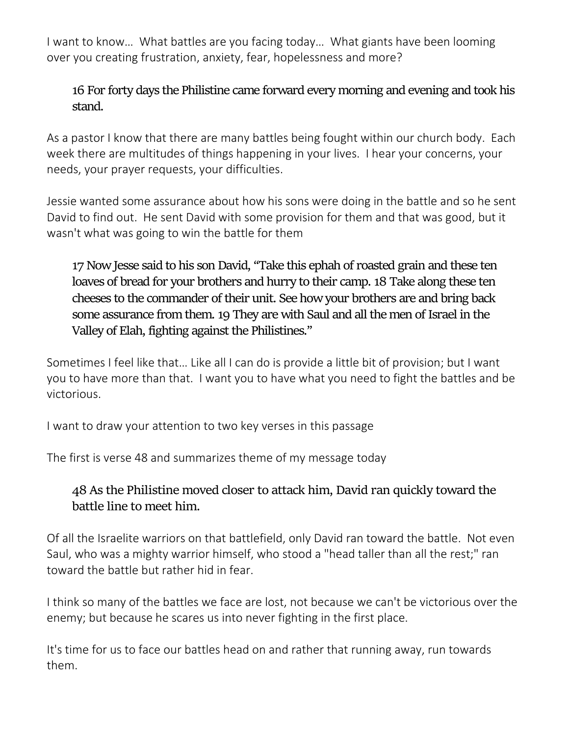I want to know… What battles are you facing today… What giants have been looming over you creating frustration, anxiety, fear, hopelessness and more?

> 16 For forty days the Philistine came forward every morning and evening and took his stand.

As a pastor I know that there are many battles being fought within our church body. Each week there are multitudes of things happening in your lives. I hear your concerns, your needs, your prayer requests, your difficulties.

Jessie wanted some assurance about how his sons were doing in the battle and so he sent David to find out. He sent David with some provision for them and that was good, but it wasn't what was going to win the battle for them

> 17 Now Jesse said to his son David, "Take this ephah of roasted grain and these ten loaves of bread for your brothers and hurry to their camp. 18 Take along these ten cheeses to the commander of their unit. See how your brothers are and bring back some assurance from them. 19 They are with Saul and all the men of Israel in the Valley of Elah, fighting against the Philistines."

Sometimes I feel like that… Like all I can do is provide a little bit of provision; but I want you to have more than that. I want you to have what you need to fight the battles and be victorious.

I want to draw your attention to two key verses in this passage

The first is verse 48 and summarizes theme of my message today

> 48 As the Philistine moved closer to attack him, David ran quickly toward the battle line to meet him.

Of all the Israelite warriors on that battlefield, only David ran toward the battle. Not even Saul, who was a mighty warrior himself, who stood a "head taller than all the rest;" ran toward the battle but rather hid in fear.

I think so many of the battles we face are lost, not because we can't be victorious over the enemy; but because he scares us into never fighting in the first place.

It's time for us to face our battles head on and rather that running away, run towards them.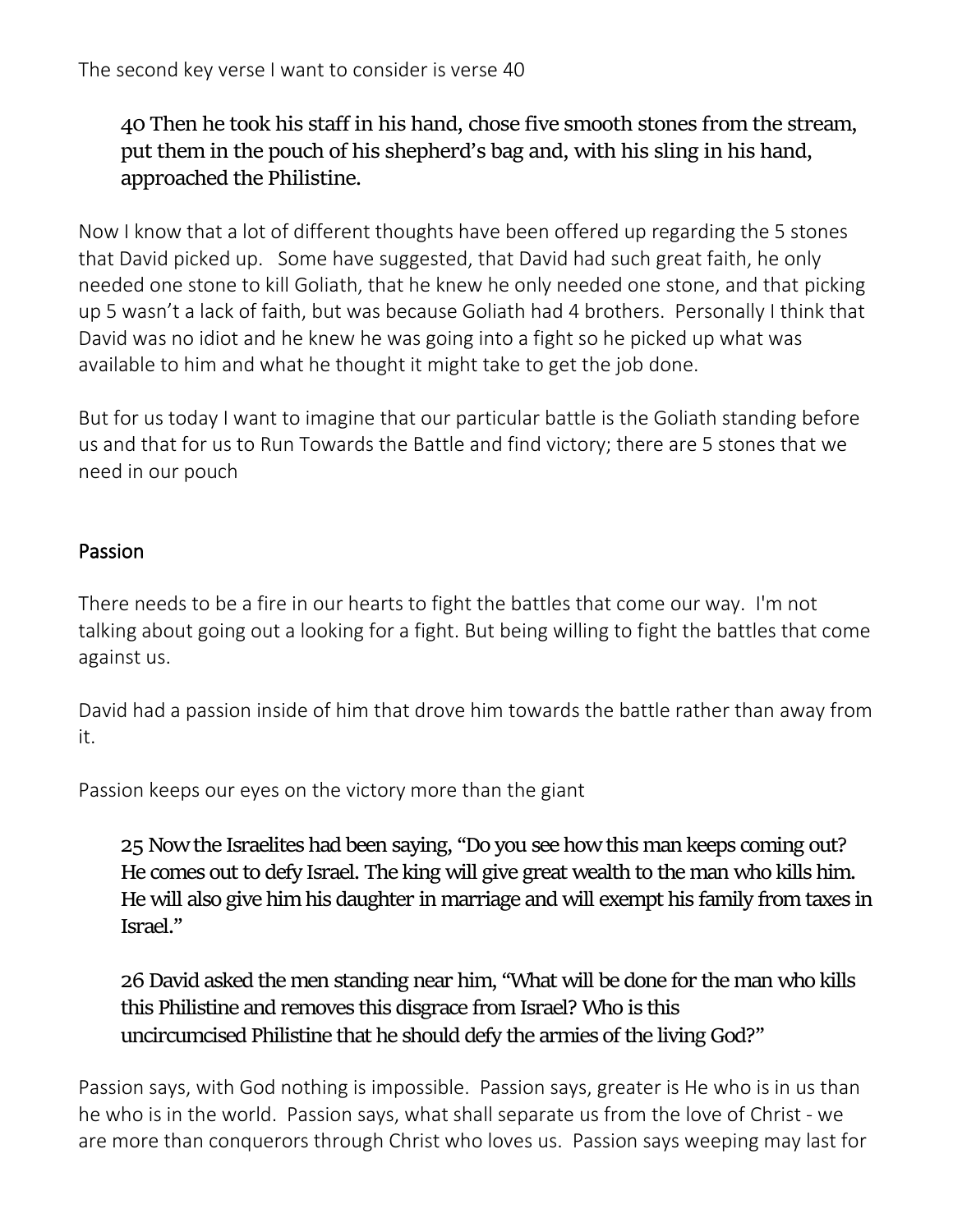The second key verse I want to consider is verse 40

> 40 Then he took his staff in his hand, chose five smooth stones from the stream, put them in the pouch of his shepherd's bag and, with his sling in his hand, approached the Philistine.

Now I know that a lot of different thoughts have been offered up regarding the 5 stones that David picked up. Some have suggested, that David had such great faith, he only needed one stone to kill Goliath, that he knew he only needed one stone, and that picking up 5 wasn't a lack of faith, but was because Goliath had 4 brothers. Personally I think that David was no idiot and he knew he was going into a fight so he picked up what was available to him and what he thought it might take to get the job done.

But for us today I want to imagine that our particular battle is the Goliath standing before us and that for us to Run Towards the Battle and find victory; there are 5 stones that we need in our pouch

## Passion

There needs to be a fire in our hearts to fight the battles that come our way. I'm not talking about going out a looking for a fight. But being willing to fight the battles that come against us.

David had a passion inside of him that drove him towards the battle rather than away from it.

Passion keeps our eyes on the victory more than the giant

> 25 Now the Israelites had been saying, "Do you see how this man keeps coming out? He comes out to defy Israel. The king will give great wealth to the man who kills him. He will also give him his daughter in marriage and will exempt his family from taxes in Israel."
>
> 26 David asked the men standing near him, "What will be done for the man who kills this Philistine and removes this disgrace from Israel? Who is this uncircumcised Philistine that he should defy the armies of the living God?"

Passion says, with God nothing is impossible. Passion says, greater is He who is in us than he who is in the world. Passion says, what shall separate us from the love of Christ - we are more than conquerors through Christ who loves us. Passion says weeping may last for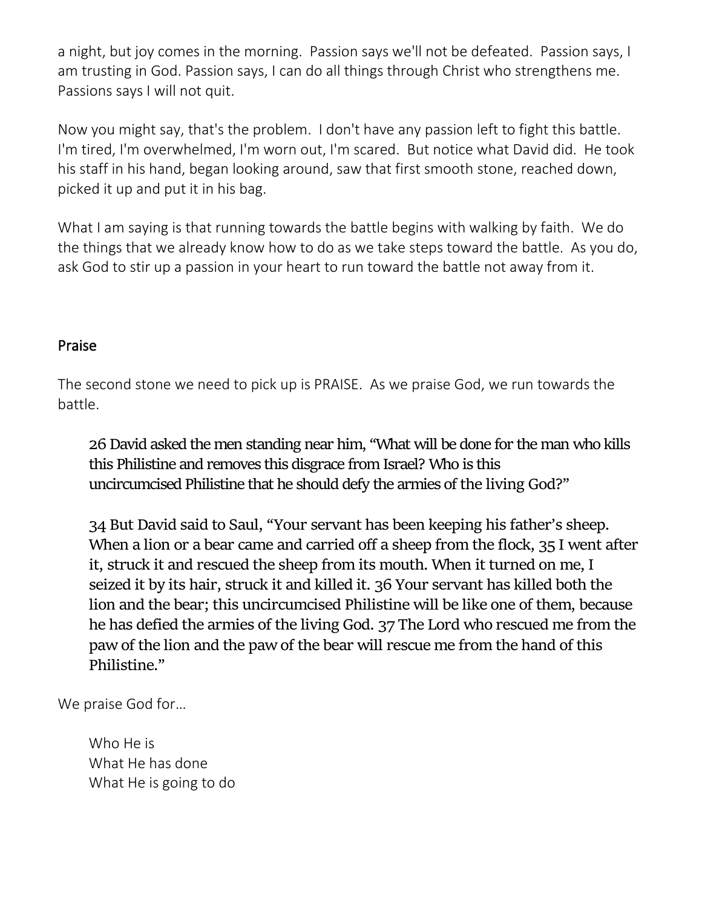a night, but joy comes in the morning. Passion says we'll not be defeated. Passion says, I am trusting in God. Passion says, I can do all things through Christ who strengthens me. Passions says I will not quit.

Now you might say, that's the problem. I don't have any passion left to fight this battle. I'm tired, I'm overwhelmed, I'm worn out, I'm scared. But notice what David did. He took his staff in his hand, began looking around, saw that first smooth stone, reached down, picked it up and put it in his bag.

What I am saying is that running towards the battle begins with walking by faith. We do the things that we already know how to do as we take steps toward the battle. As you do, ask God to stir up a passion in your heart to run toward the battle not away from it.

## Praise

The second stone we need to pick up is PRAISE. As we praise God, we run towards the battle.

> 26 David asked the men standing near him, "What will be done for the man who kills this Philistine and removes this disgrace from Israel? Who is this uncircumcised Philistine that he should defy the armies of the living God?"
>
> 34 But David said to Saul, "Your servant has been keeping his father's sheep. When a lion or a bear came and carried off a sheep from the flock, 35 I went after it, struck it and rescued the sheep from its mouth. When it turned on me, I seized it by its hair, struck it and killed it. 36 Your servant has killed both the lion and the bear; this uncircumcised Philistine will be like one of them, because he has defied the armies of the living God. 37 The Lord who rescued me from the paw of the lion and the paw of the bear will rescue me from the hand of this Philistine."

We praise God for…

Who He is
What He has done
What He is going to do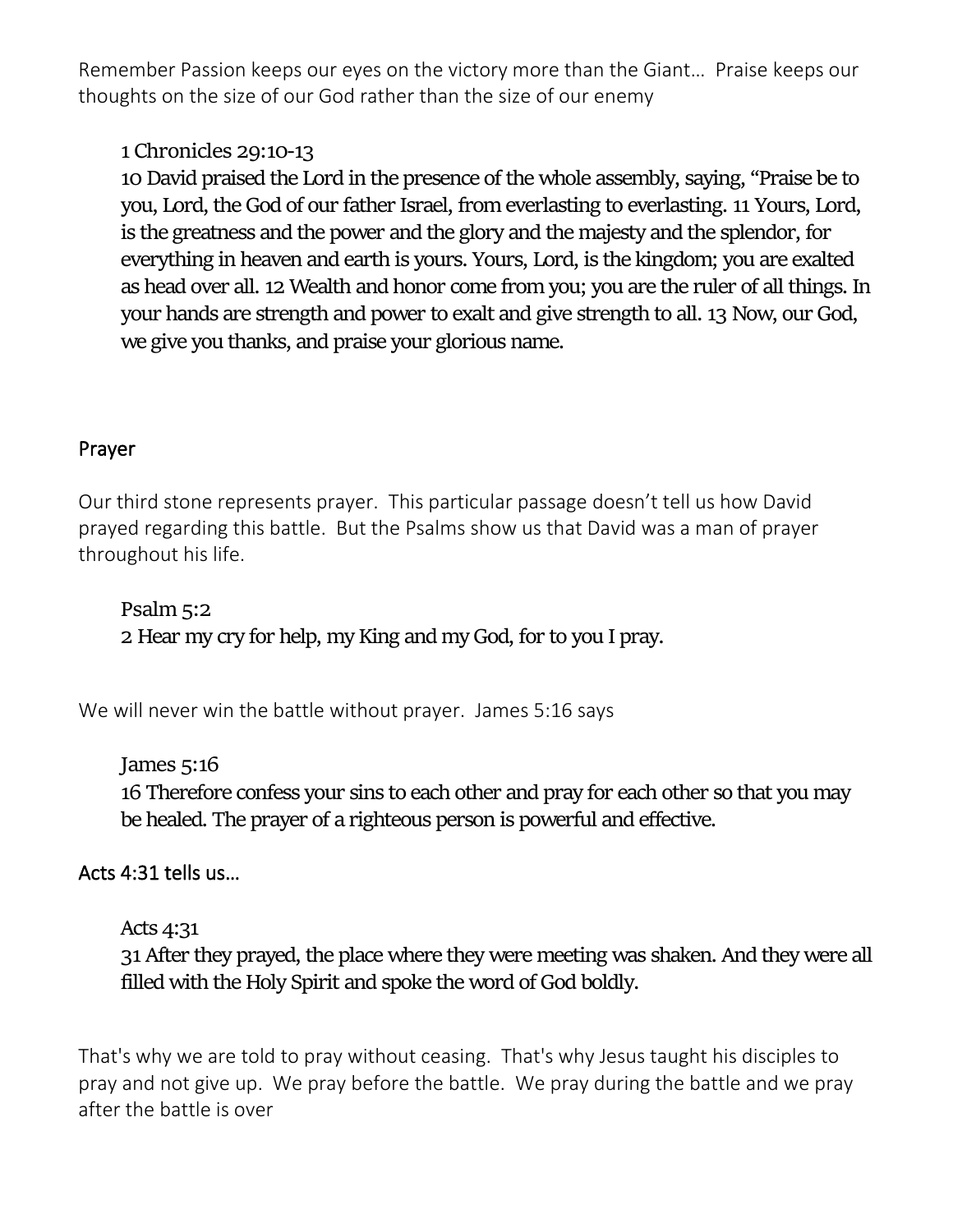Remember Passion keeps our eyes on the victory more than the Giant… Praise keeps our thoughts on the size of our God rather than the size of our enemy

> 1 Chronicles 29:10-13
> 10 David praised the Lord in the presence of the whole assembly, saying, "Praise be to you, Lord, the God of our father Israel, from everlasting to everlasting. 11 Yours, Lord, is the greatness and the power and the glory and the majesty and the splendor, for everything in heaven and earth is yours. Yours, Lord, is the kingdom; you are exalted as head over all. 12 Wealth and honor come from you; you are the ruler of all things. In your hands are strength and power to exalt and give strength to all. 13 Now, our God, we give you thanks, and praise your glorious name.

## Prayer

Our third stone represents prayer. This particular passage doesn't tell us how David prayed regarding this battle. But the Psalms show us that David was a man of prayer throughout his life.

> Psalm 5:2
> 2 Hear my cry for help, my King and my God, for to you I pray.

We will never win the battle without prayer. James 5:16 says

> James 5:16
> 16 Therefore confess your sins to each other and pray for each other so that you may be healed. The prayer of a righteous person is powerful and effective.

## Acts 4:31 tells us…

> Acts 4:31
> 31 After they prayed, the place where they were meeting was shaken. And they were all filled with the Holy Spirit and spoke the word of God boldly.

That's why we are told to pray without ceasing. That's why Jesus taught his disciples to pray and not give up. We pray before the battle. We pray during the battle and we pray after the battle is over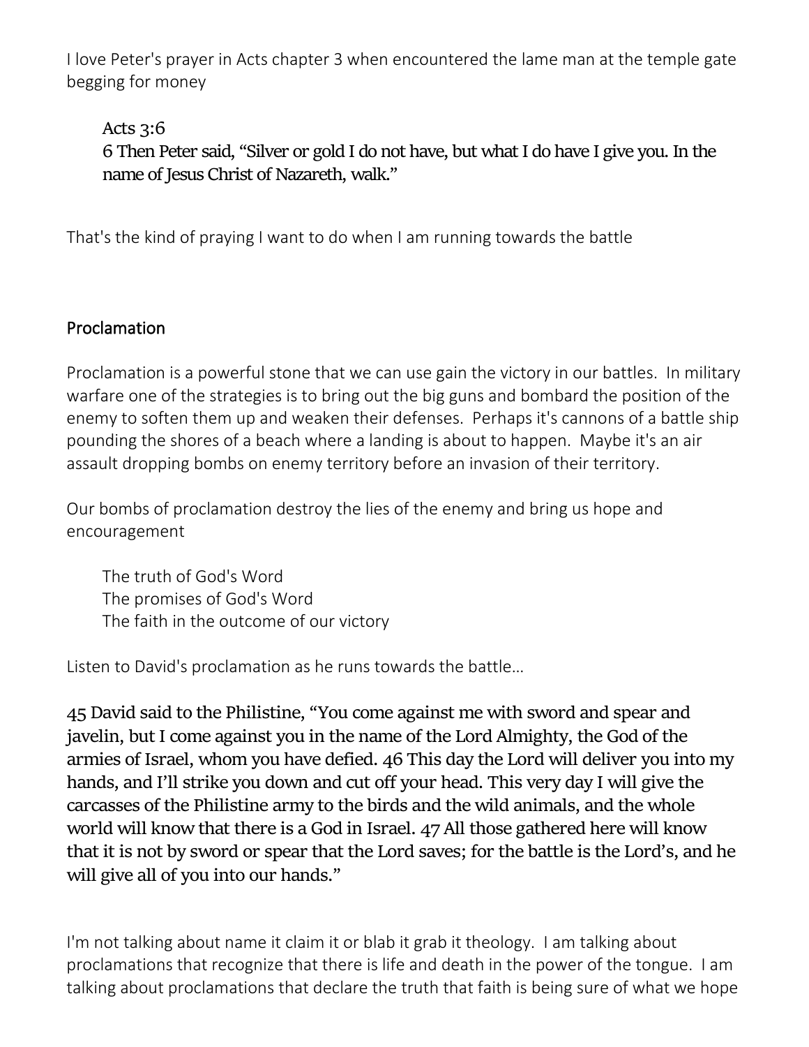I love Peter's prayer in Acts chapter 3 when encountered the lame man at the temple gate begging for money

> Acts 3:6
> 6 Then Peter said, "Silver or gold I do not have, but what I do have I give you. In the name of Jesus Christ of Nazareth, walk."

That's the kind of praying I want to do when I am running towards the battle

## Proclamation

Proclamation is a powerful stone that we can use gain the victory in our battles. In military warfare one of the strategies is to bring out the big guns and bombard the position of the enemy to soften them up and weaken their defenses. Perhaps it's cannons of a battle ship pounding the shores of a beach where a landing is about to happen. Maybe it's an air assault dropping bombs on enemy territory before an invasion of their territory.

Our bombs of proclamation destroy the lies of the enemy and bring us hope and encouragement

> The truth of God's Word
> The promises of God's Word
> The faith in the outcome of our victory

Listen to David's proclamation as he runs towards the battle…

45 David said to the Philistine, "You come against me with sword and spear and javelin, but I come against you in the name of the Lord Almighty, the God of the armies of Israel, whom you have defied. 46 This day the Lord will deliver you into my hands, and I'll strike you down and cut off your head. This very day I will give the carcasses of the Philistine army to the birds and the wild animals, and the whole world will know that there is a God in Israel. 47 All those gathered here will know that it is not by sword or spear that the Lord saves; for the battle is the Lord's, and he will give all of you into our hands."

I'm not talking about name it claim it or blab it grab it theology. I am talking about proclamations that recognize that there is life and death in the power of the tongue. I am talking about proclamations that declare the truth that faith is being sure of what we hope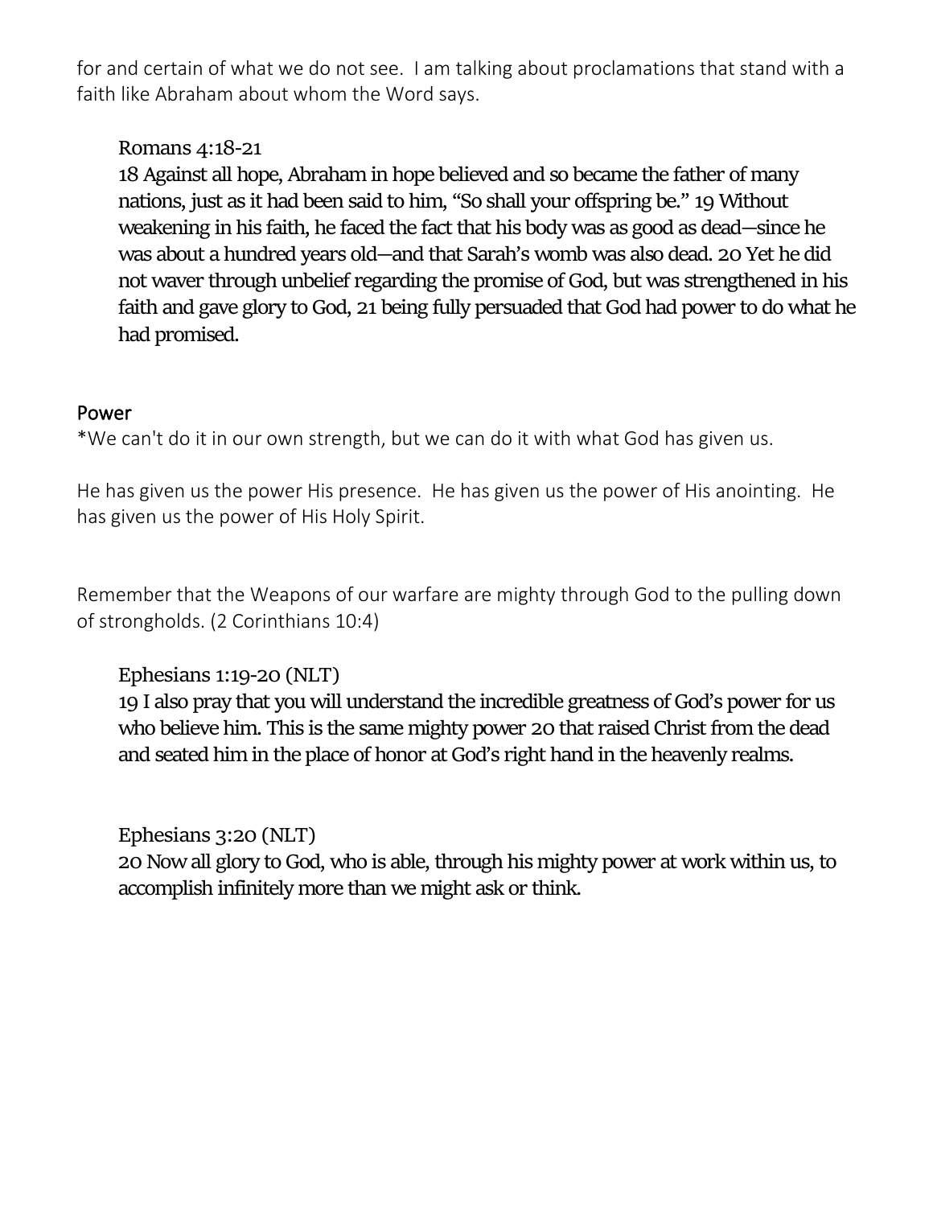for and certain of what we do not see. I am talking about proclamations that stand with a faith like Abraham about whom the Word says.

> Romans 4:18-21
>
> 18 Against all hope, Abraham in hope believed and so became the father of many nations, just as it had been said to him, "So shall your offspring be." 19 Without weakening in his faith, he faced the fact that his body was as good as dead—since he was about a hundred years old—and that Sarah's womb was also dead. 20 Yet he did not waver through unbelief regarding the promise of God, but was strengthened in his faith and gave glory to God, 21 being fully persuaded that God had power to do what he had promised.

## Power

*We can't do it in our own strength, but we can do it with what God has given us.

He has given us the power His presence. He has given us the power of His anointing. He has given us the power of His Holy Spirit.

Remember that the Weapons of our warfare are mighty through God to the pulling down of strongholds. (2 Corinthians 10:4)

> Ephesians 1:19-20 (NLT)
>
> 19 I also pray that you will understand the incredible greatness of God's power for us who believe him. This is the same mighty power 20 that raised Christ from the dead and seated him in the place of honor at God's right hand in the heavenly realms.

> Ephesians 3:20 (NLT)
>
> 20 Now all glory to God, who is able, through his mighty power at work within us, to accomplish infinitely more than we might ask or think.